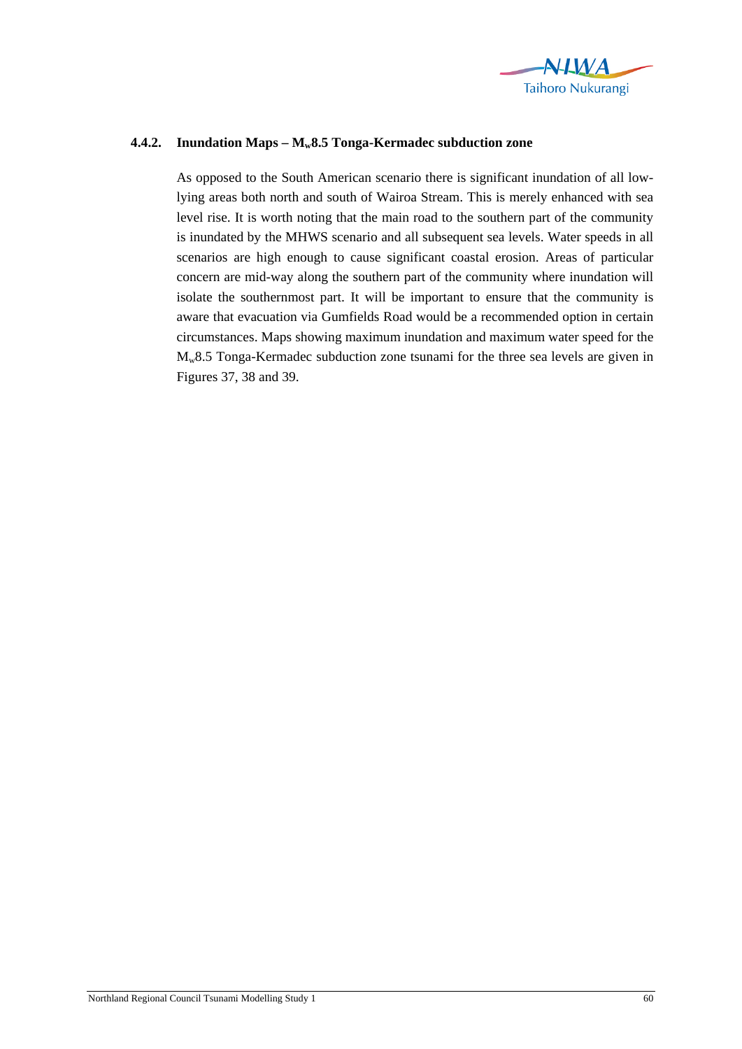### 4.4.2. Inundation Maps – $M_w$8.5 Tonga-Kermadec subduction zone

As opposed to the South American scenario there is significant inundation of all low-lying areas both north and south of Wairoa Stream. This is merely enhanced with sea level rise. It is worth noting that the main road to the southern part of the community is inundated by the MHWS scenario and all subsequent sea levels. Water speeds in all scenarios are high enough to cause significant coastal erosion. Areas of particular concern are mid-way along the southern part of the community where inundation will isolate the southernmost part. It will be important to ensure that the community is aware that evacuation via Gumfields Road would be a recommended option in certain circumstances. Maps showing maximum inundation and maximum water speed for the $M_w$8.5 Tonga-Kermadec subduction zone tsunami for the three sea levels are given in Figures 37, 38 and 39.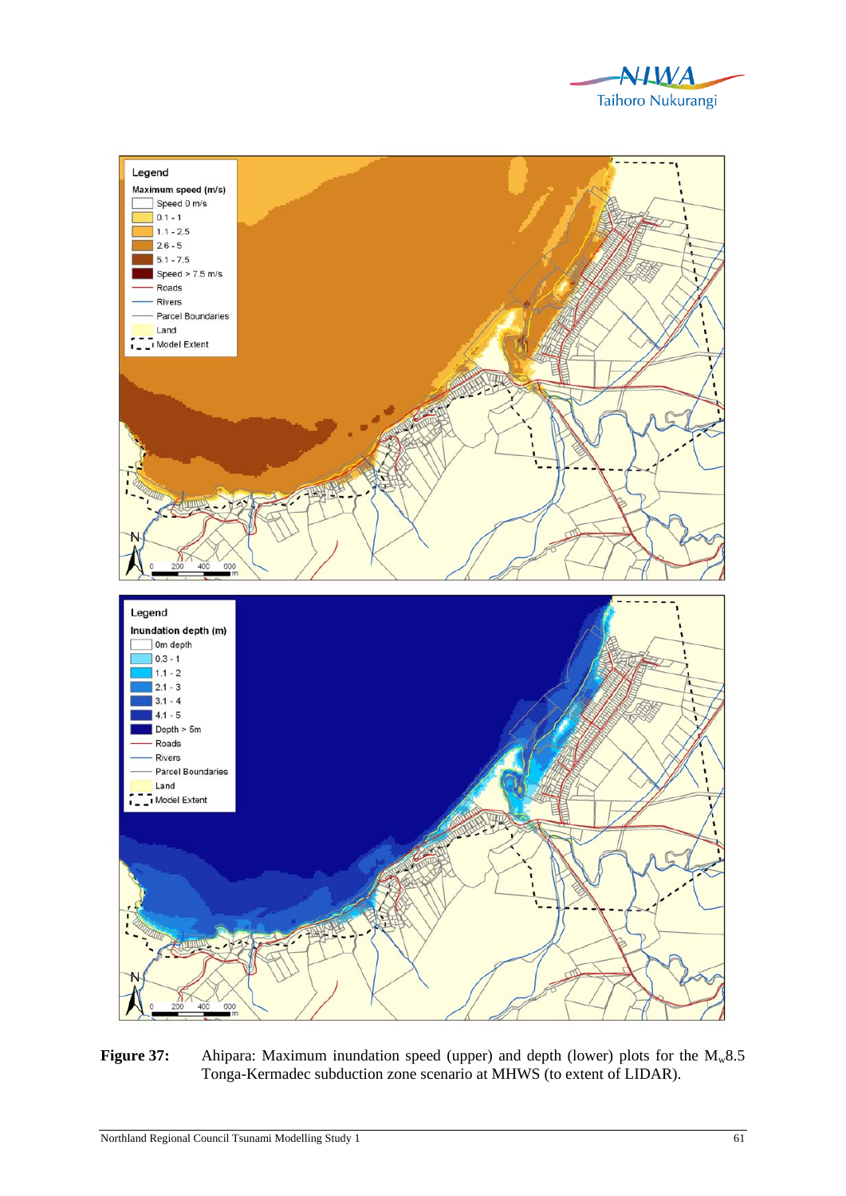**Figure 37:** Ahipara: Maximum inundation speed (upper) and depth (lower) plots for the $M_w$8.5 Tonga-Kermadec subduction zone scenario at MHWS (to extent of LIDAR).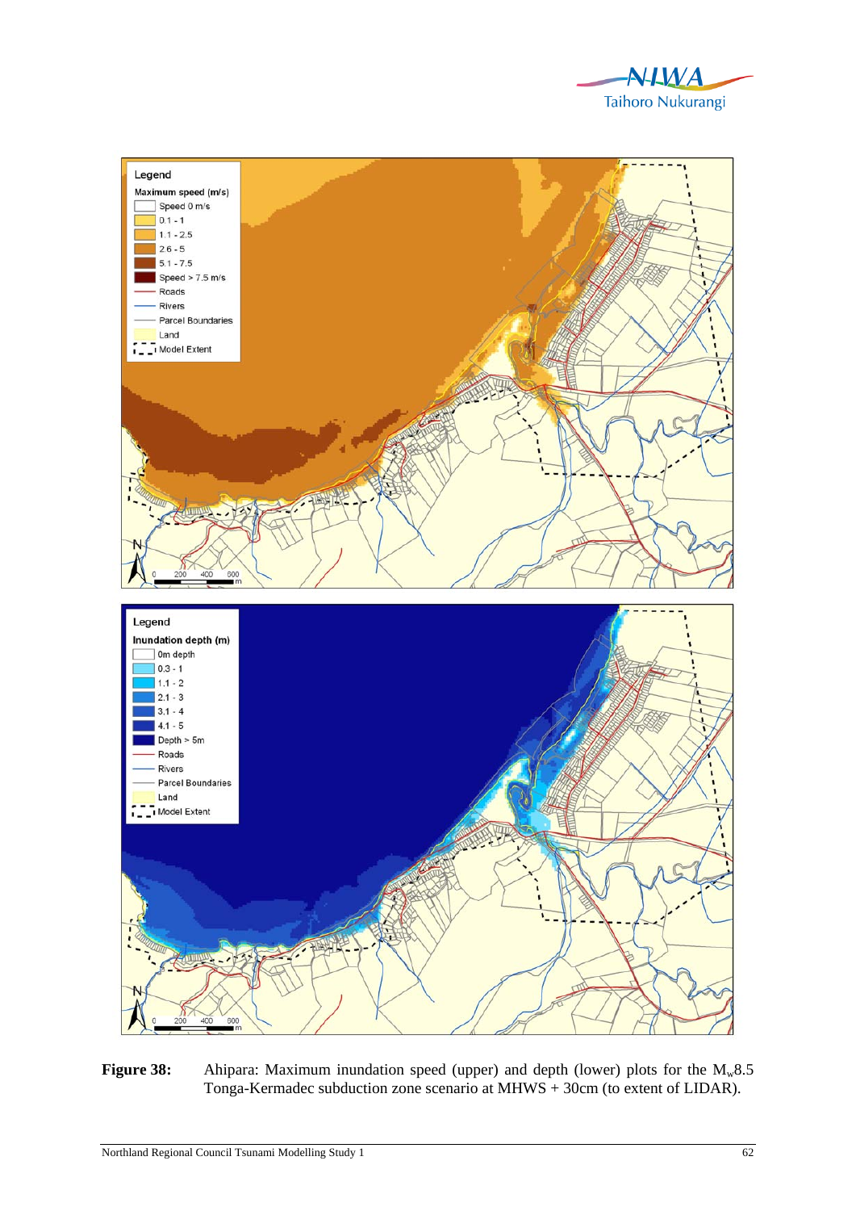**Figure 38:** Ahipara: Maximum inundation speed (upper) and depth (lower) plots for the $M_w$8.5 Tonga-Kermadec subduction zone scenario at MHWS + 30cm (to extent of LIDAR).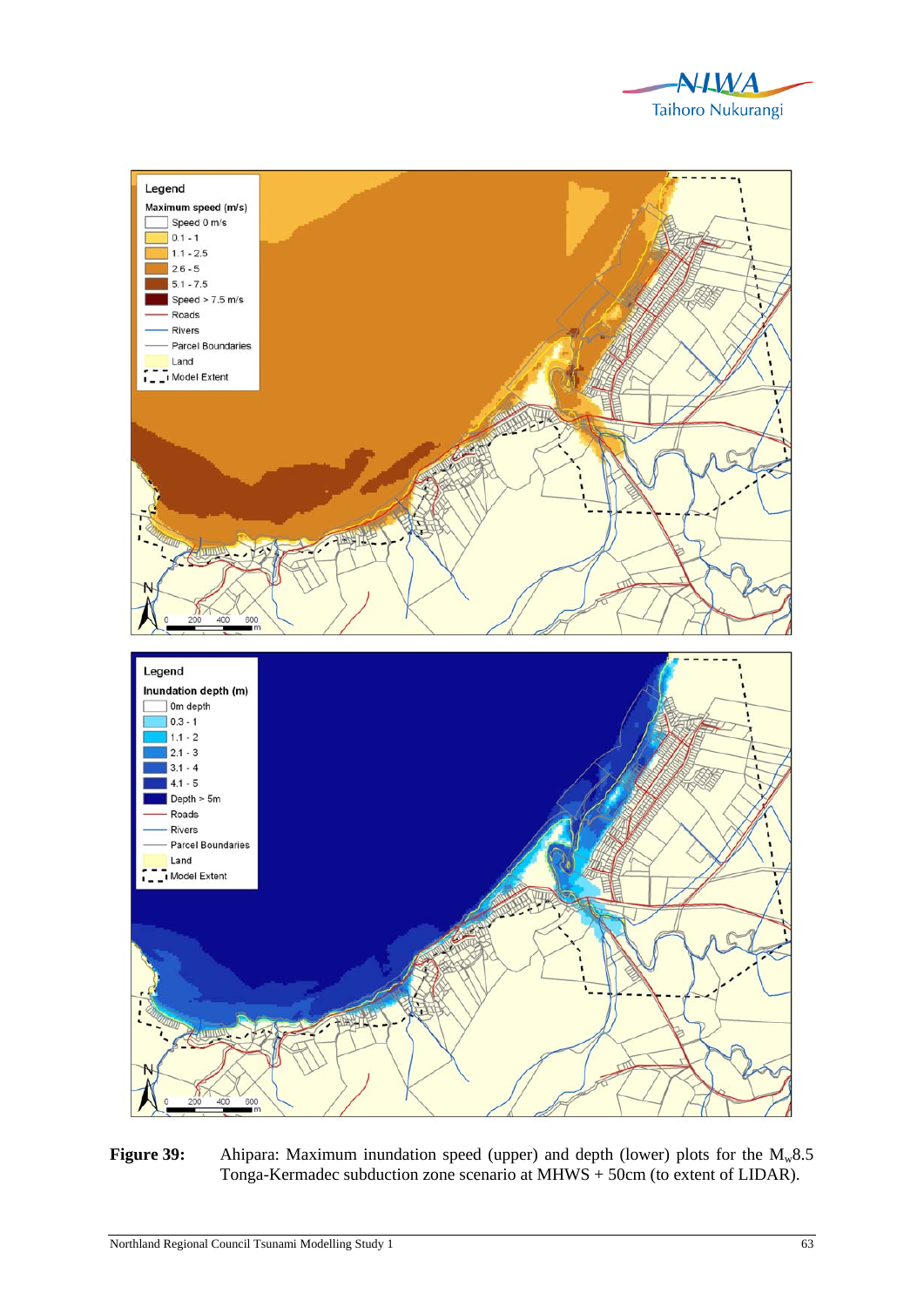Legend

Maximum speed (m/s)

Speed 0 m/s

0.1 - 1

1.1 - 2.5

2.6 - 5

5.1 - 7.5

Speed > 7.5 m/s

Roads

Rivers

Parcel Boundaries

Land

Model Extent

N

0 200 400 600 m

Legend

Inundation depth (m)

0m depth

0.3 - 1

1.1 - 2

2.1 - 3

3.1 - 4

4.1 - 5

Depth > 5m

Roads

Rivers

Parcel Boundaries

Land

Model Extent

N

0 200 400 600 m

**Figure 39:** Ahipara: Maximum inundation speed (upper) and depth (lower) plots for the $M_w$8.5 Tonga-Kermadec subduction zone scenario at MHWS + 50cm (to extent of LIDAR).